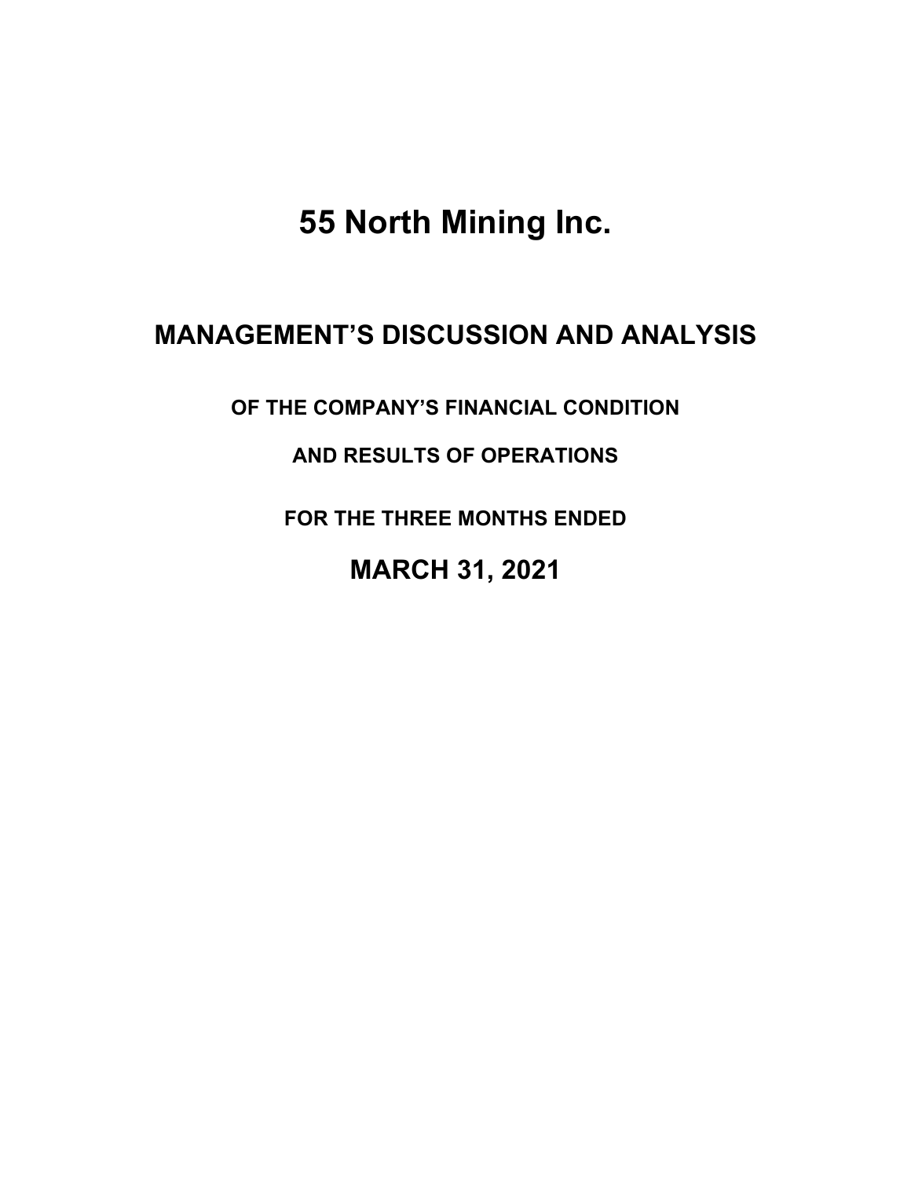# 55 North Mining Inc.

## MANAGEMENT'S DISCUSSION AND ANALYSIS

### OF THE COMPANY'S FINANCIAL CONDITION

### AND RESULTS OF OPERATIONS

### FOR THE THREE MONTHS ENDED

## MARCH 31, 2021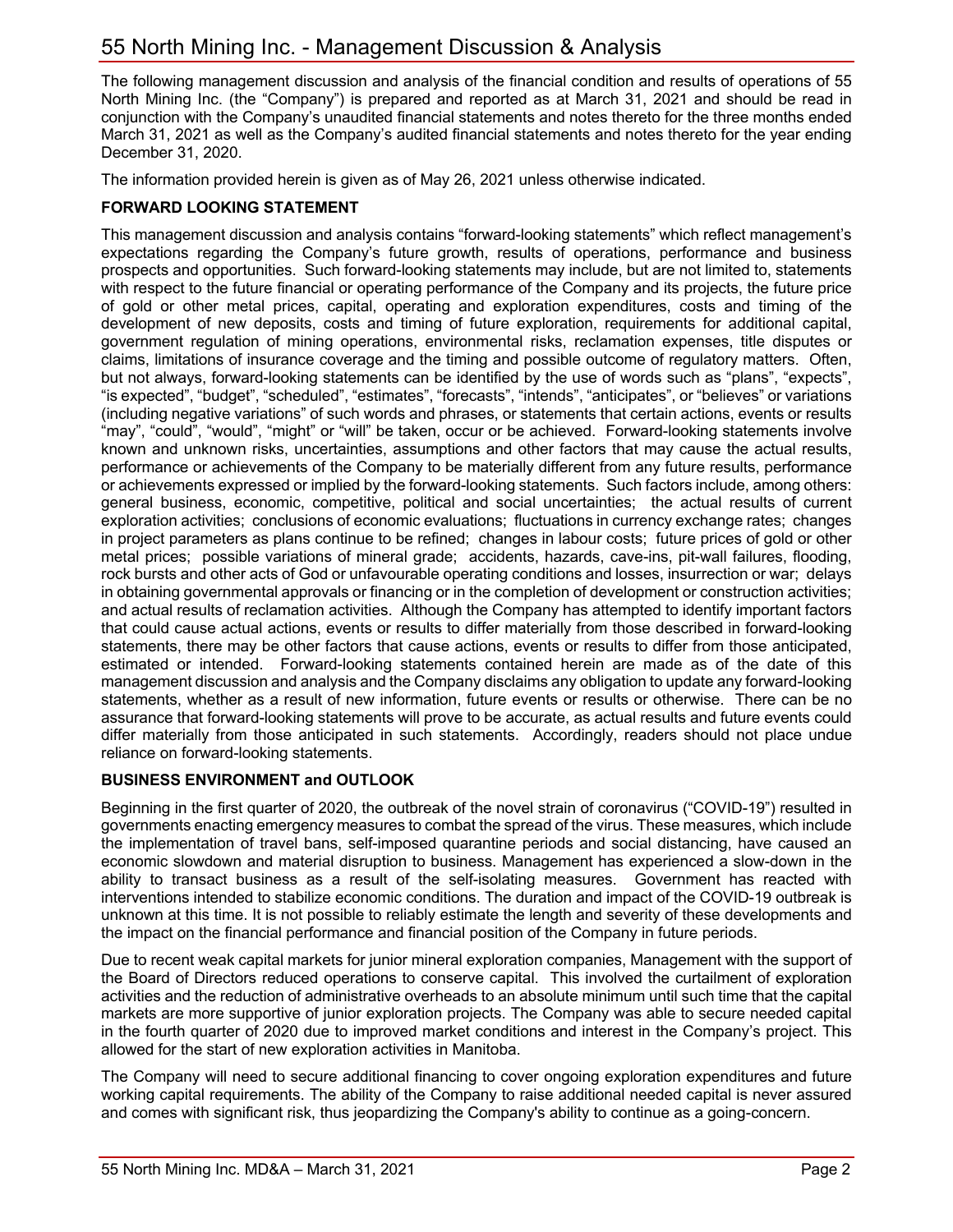# 55 North Mining Inc. - Management Discussion & Analysis

The following management discussion and analysis of the financial condition and results of operations of 55 North Mining Inc. (the "Company") is prepared and reported as at March 31, 2021 and should be read in conjunction with the Company's unaudited financial statements and notes thereto for the three months ended March 31, 2021 as well as the Company's audited financial statements and notes thereto for the year ending December 31, 2020.

The information provided herein is given as of May 26, 2021 unless otherwise indicated.

**FORWARD LOOKING STATEMENT**

This management discussion and analysis contains "forward-looking statements" which reflect management's expectations regarding the Company's future growth, results of operations, performance and business prospects and opportunities. Such forward-looking statements may include, but are not limited to, statements with respect to the future financial or operating performance of the Company and its projects, the future price of gold or other metal prices, capital, operating and exploration expenditures, costs and timing of the development of new deposits, costs and timing of future exploration, requirements for additional capital, government regulation of mining operations, environmental risks, reclamation expenses, title disputes or claims, limitations of insurance coverage and the timing and possible outcome of regulatory matters. Often, but not always, forward-looking statements can be identified by the use of words such as "plans", "expects", "is expected", "budget", "scheduled", "estimates", "forecasts", "intends", "anticipates", or "believes" or variations (including negative variations" of such words and phrases, or statements that certain actions, events or results "may", "could", "would", "might" or "will" be taken, occur or be achieved. Forward-looking statements involve known and unknown risks, uncertainties, assumptions and other factors that may cause the actual results, performance or achievements of the Company to be materially different from any future results, performance or achievements expressed or implied by the forward-looking statements. Such factors include, among others: general business, economic, competitive, political and social uncertainties; the actual results of current exploration activities; conclusions of economic evaluations; fluctuations in currency exchange rates; changes in project parameters as plans continue to be refined; changes in labour costs; future prices of gold or other metal prices; possible variations of mineral grade; accidents, hazards, cave-ins, pit-wall failures, flooding, rock bursts and other acts of God or unfavourable operating conditions and losses, insurrection or war; delays in obtaining governmental approvals or financing or in the completion of development or construction activities; and actual results of reclamation activities. Although the Company has attempted to identify important factors that could cause actual actions, events or results to differ materially from those described in forward-looking statements, there may be other factors that cause actions, events or results to differ from those anticipated, estimated or intended. Forward-looking statements contained herein are made as of the date of this management discussion and analysis and the Company disclaims any obligation to update any forward-looking statements, whether as a result of new information, future events or results or otherwise. There can be no assurance that forward-looking statements will prove to be accurate, as actual results and future events could differ materially from those anticipated in such statements. Accordingly, readers should not place undue reliance on forward-looking statements.

**BUSINESS ENVIRONMENT and OUTLOOK**

Beginning in the first quarter of 2020, the outbreak of the novel strain of coronavirus ("COVID-19") resulted in governments enacting emergency measures to combat the spread of the virus. These measures, which include the implementation of travel bans, self-imposed quarantine periods and social distancing, have caused an economic slowdown and material disruption to business. Management has experienced a slow-down in the ability to transact business as a result of the self-isolating measures. Government has reacted with interventions intended to stabilize economic conditions. The duration and impact of the COVID-19 outbreak is unknown at this time. It is not possible to reliably estimate the length and severity of these developments and the impact on the financial performance and financial position of the Company in future periods.

Due to recent weak capital markets for junior mineral exploration companies, Management with the support of the Board of Directors reduced operations to conserve capital. This involved the curtailment of exploration activities and the reduction of administrative overheads to an absolute minimum until such time that the capital markets are more supportive of junior exploration projects. The Company was able to secure needed capital in the fourth quarter of 2020 due to improved market conditions and interest in the Company's project. This allowed for the start of new exploration activities in Manitoba.

The Company will need to secure additional financing to cover ongoing exploration expenditures and future working capital requirements. The ability of the Company to raise additional needed capital is never assured and comes with significant risk, thus jeopardizing the Company's ability to continue as a going-concern.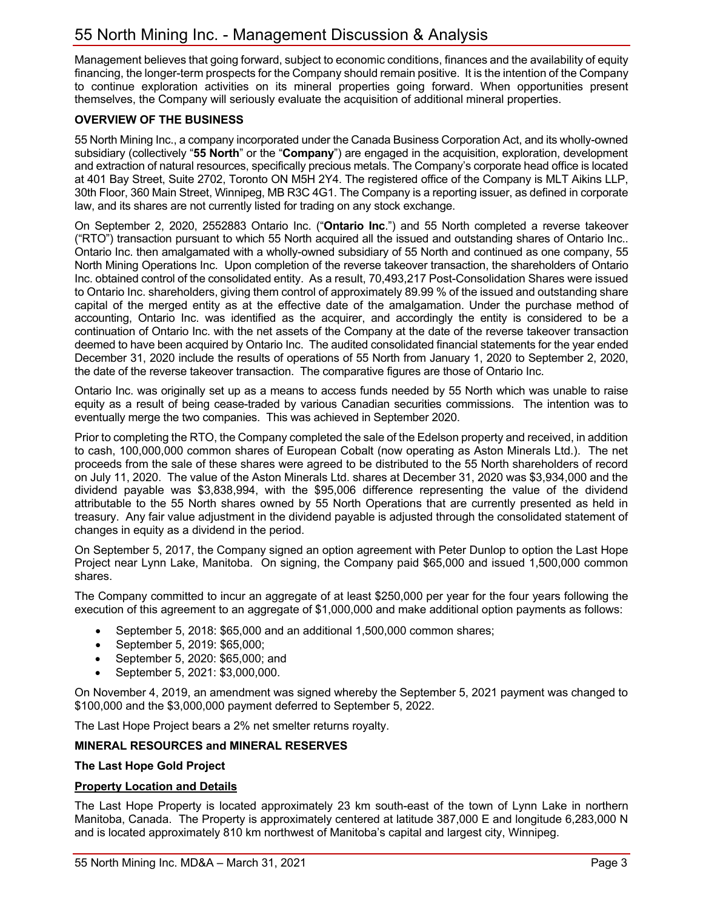Management believes that going forward, subject to economic conditions, finances and the availability of equity financing, the longer-term prospects for the Company should remain positive. It is the intention of the Company to continue exploration activities on its mineral properties going forward. When opportunities present themselves, the Company will seriously evaluate the acquisition of additional mineral properties.

**OVERVIEW OF THE BUSINESS**

55 North Mining Inc., a company incorporated under the Canada Business Corporation Act, and its wholly-owned subsidiary (collectively "**55 North**" or the "**Company**") are engaged in the acquisition, exploration, development and extraction of natural resources, specifically precious metals. The Company's corporate head office is located at 401 Bay Street, Suite 2702, Toronto ON M5H 2Y4. The registered office of the Company is MLT Aikins LLP, 30th Floor, 360 Main Street, Winnipeg, MB R3C 4G1. The Company is a reporting issuer, as defined in corporate law, and its shares are not currently listed for trading on any stock exchange.

On September 2, 2020, 2552883 Ontario Inc. ("**Ontario Inc**.") and 55 North completed a reverse takeover ("RTO") transaction pursuant to which 55 North acquired all the issued and outstanding shares of Ontario Inc.. Ontario Inc. then amalgamated with a wholly-owned subsidiary of 55 North and continued as one company, 55 North Mining Operations Inc. Upon completion of the reverse takeover transaction, the shareholders of Ontario Inc. obtained control of the consolidated entity. As a result, 70,493,217 Post-Consolidation Shares were issued to Ontario Inc. shareholders, giving them control of approximately 89.99 % of the issued and outstanding share capital of the merged entity as at the effective date of the amalgamation. Under the purchase method of accounting, Ontario Inc. was identified as the acquirer, and accordingly the entity is considered to be a continuation of Ontario Inc. with the net assets of the Company at the date of the reverse takeover transaction deemed to have been acquired by Ontario Inc. The audited consolidated financial statements for the year ended December 31, 2020 include the results of operations of 55 North from January 1, 2020 to September 2, 2020, the date of the reverse takeover transaction. The comparative figures are those of Ontario Inc.

Ontario Inc. was originally set up as a means to access funds needed by 55 North which was unable to raise equity as a result of being cease-traded by various Canadian securities commissions. The intention was to eventually merge the two companies. This was achieved in September 2020.

Prior to completing the RTO, the Company completed the sale of the Edelson property and received, in addition to cash, 100,000,000 common shares of European Cobalt (now operating as Aston Minerals Ltd.). The net proceeds from the sale of these shares were agreed to be distributed to the 55 North shareholders of record on July 11, 2020. The value of the Aston Minerals Ltd. shares at December 31, 2020 was $3,934,000 and the dividend payable was $3,838,994, with the $95,006 difference representing the value of the dividend attributable to the 55 North shares owned by 55 North Operations that are currently presented as held in treasury. Any fair value adjustment in the dividend payable is adjusted through the consolidated statement of changes in equity as a dividend in the period.

On September 5, 2017, the Company signed an option agreement with Peter Dunlop to option the Last Hope Project near Lynn Lake, Manitoba. On signing, the Company paid $65,000 and issued 1,500,000 common shares.

The Company committed to incur an aggregate of at least $250,000 per year for the four years following the execution of this agreement to an aggregate of $1,000,000 and make additional option payments as follows:

- September 5, 2018: $65,000 and an additional 1,500,000 common shares;
- September 5, 2019: $65,000;
- September 5, 2020: $65,000; and
- September 5, 2021: $3,000,000.

On November 4, 2019, an amendment was signed whereby the September 5, 2021 payment was changed to $100,000 and the $3,000,000 payment deferred to September 5, 2022.

The Last Hope Project bears a 2% net smelter returns royalty.

**MINERAL RESOURCES and MINERAL RESERVES**

**The Last Hope Gold Project**

**Property Location and Details**

The Last Hope Property is located approximately 23 km south-east of the town of Lynn Lake in northern Manitoba, Canada. The Property is approximately centered at latitude 387,000 E and longitude 6,283,000 N and is located approximately 810 km northwest of Manitoba's capital and largest city, Winnipeg.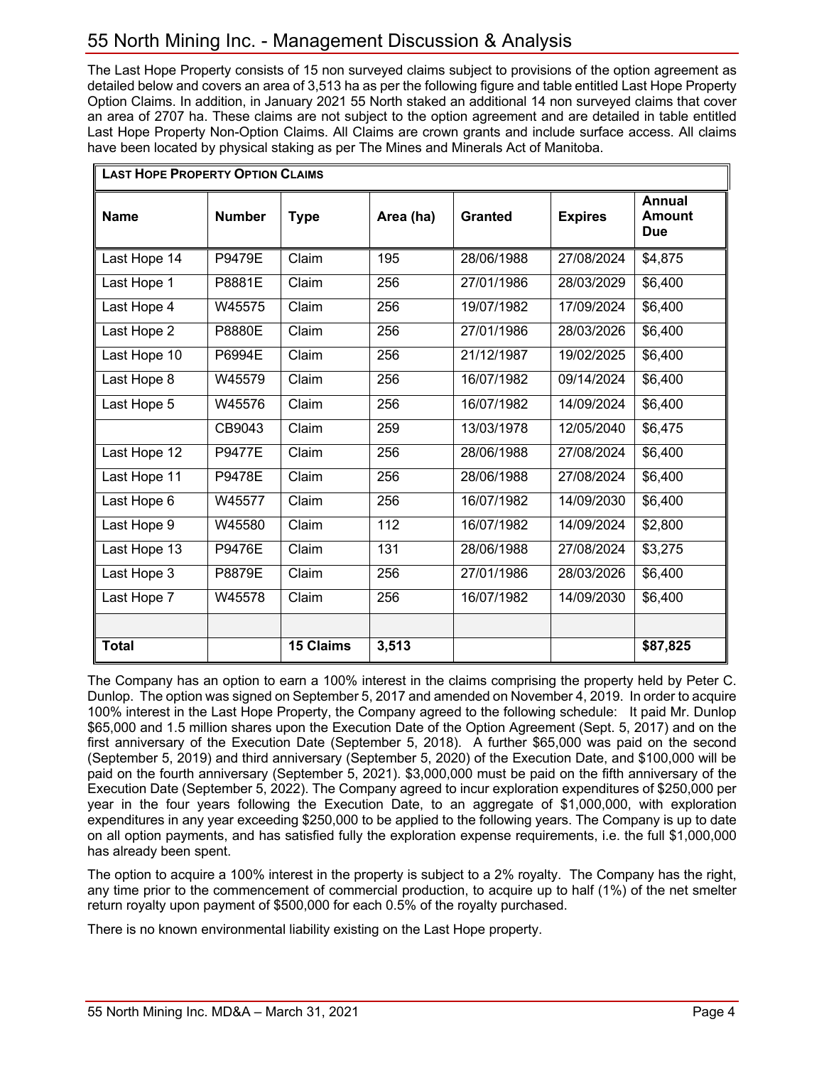The Last Hope Property consists of 15 non surveyed claims subject to provisions of the option agreement as detailed below and covers an area of 3,513 ha as per the following figure and table entitled Last Hope Property Option Claims. In addition, in January 2021 55 North staked an additional 14 non surveyed claims that cover an area of 2707 ha. These claims are not subject to the option agreement and are detailed in table entitled Last Hope Property Non-Option Claims. All Claims are crown grants and include surface access. All claims have been located by physical staking as per The Mines and Minerals Act of Manitoba.

**LAST HOPE PROPERTY OPTION CLAIMS**

| Name | Number | Type | Area (ha) | Granted | Expires | Annual Amount Due |
|---|---|---|---|---|---|---|
| Last Hope 14 | P9479E | Claim | 195 | 28/06/1988 | 27/08/2024 | $4,875 |
| Last Hope 1 | P8881E | Claim | 256 | 27/01/1986 | 28/03/2029 | $6,400 |
| Last Hope 4 | W45575 | Claim | 256 | 19/07/1982 | 17/09/2024 | $6,400 |
| Last Hope 2 | P8880E | Claim | 256 | 27/01/1986 | 28/03/2026 | $6,400 |
| Last Hope 10 | P6994E | Claim | 256 | 21/12/1987 | 19/02/2025 | $6,400 |
| Last Hope 8 | W45579 | Claim | 256 | 16/07/1982 | 09/14/2024 | $6,400 |
| Last Hope 5 | W45576 | Claim | 256 | 16/07/1982 | 14/09/2024 | $6,400 |
| | CB9043 | Claim | 259 | 13/03/1978 | 12/05/2040 | $6,475 |
| Last Hope 12 | P9477E | Claim | 256 | 28/06/1988 | 27/08/2024 | $6,400 |
| Last Hope 11 | P9478E | Claim | 256 | 28/06/1988 | 27/08/2024 | $6,400 |
| Last Hope 6 | W45577 | Claim | 256 | 16/07/1982 | 14/09/2030 | $6,400 |
| Last Hope 9 | W45580 | Claim | 112 | 16/07/1982 | 14/09/2024 | $2,800 |
| Last Hope 13 | P9476E | Claim | 131 | 28/06/1988 | 27/08/2024 | $3,275 |
| Last Hope 3 | P8879E | Claim | 256 | 27/01/1986 | 28/03/2026 | $6,400 |
| Last Hope 7 | W45578 | Claim | 256 | 16/07/1982 | 14/09/2030 | $6,400 |
| | | | | | | |
| **Total** | | **15 Claims** | **3,513** | | | **$87,825** |

The Company has an option to earn a 100% interest in the claims comprising the property held by Peter C. Dunlop. The option was signed on September 5, 2017 and amended on November 4, 2019. In order to acquire 100% interest in the Last Hope Property, the Company agreed to the following schedule: It paid Mr. Dunlop $65,000 and 1.5 million shares upon the Execution Date of the Option Agreement (Sept. 5, 2017) and on the first anniversary of the Execution Date (September 5, 2018). A further $65,000 was paid on the second (September 5, 2019) and third anniversary (September 5, 2020) of the Execution Date, and $100,000 will be paid on the fourth anniversary (September 5, 2021). $3,000,000 must be paid on the fifth anniversary of the Execution Date (September 5, 2022). The Company agreed to incur exploration expenditures of $250,000 per year in the four years following the Execution Date, to an aggregate of $1,000,000, with exploration expenditures in any year exceeding $250,000 to be applied to the following years. The Company is up to date on all option payments, and has satisfied fully the exploration expense requirements, i.e. the full $1,000,000 has already been spent.

The option to acquire a 100% interest in the property is subject to a 2% royalty. The Company has the right, any time prior to the commencement of commercial production, to acquire up to half (1%) of the net smelter return royalty upon payment of $500,000 for each 0.5% of the royalty purchased.

There is no known environmental liability existing on the Last Hope property.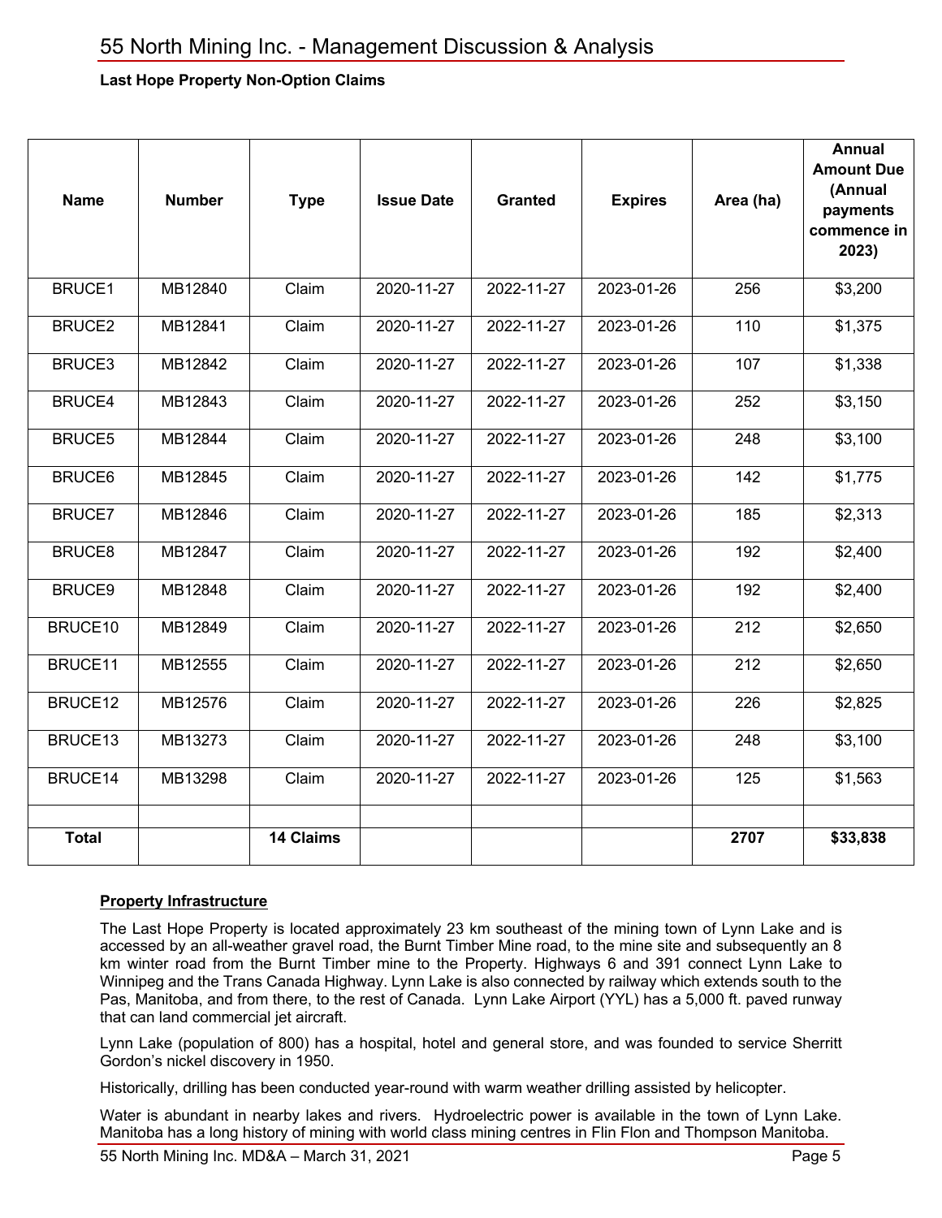**Last Hope Property Non-Option Claims**

| Name | Number | Type | Issue Date | Granted | Expires | Area (ha) | Annual Amount Due (Annual payments commence in 2023) |
|---|---|---|---|---|---|---|---|
| BRUCE1 | MB12840 | Claim | 2020-11-27 | 2022-11-27 | 2023-01-26 | 256 | $3,200 |
| BRUCE2 | MB12841 | Claim | 2020-11-27 | 2022-11-27 | 2023-01-26 | 110 | $1,375 |
| BRUCE3 | MB12842 | Claim | 2020-11-27 | 2022-11-27 | 2023-01-26 | 107 | $1,338 |
| BRUCE4 | MB12843 | Claim | 2020-11-27 | 2022-11-27 | 2023-01-26 | 252 | $3,150 |
| BRUCE5 | MB12844 | Claim | 2020-11-27 | 2022-11-27 | 2023-01-26 | 248 | $3,100 |
| BRUCE6 | MB12845 | Claim | 2020-11-27 | 2022-11-27 | 2023-01-26 | 142 | $1,775 |
| BRUCE7 | MB12846 | Claim | 2020-11-27 | 2022-11-27 | 2023-01-26 | 185 | $2,313 |
| BRUCE8 | MB12847 | Claim | 2020-11-27 | 2022-11-27 | 2023-01-26 | 192 | $2,400 |
| BRUCE9 | MB12848 | Claim | 2020-11-27 | 2022-11-27 | 2023-01-26 | 192 | $2,400 |
| BRUCE10 | MB12849 | Claim | 2020-11-27 | 2022-11-27 | 2023-01-26 | 212 | $2,650 |
| BRUCE11 | MB12555 | Claim | 2020-11-27 | 2022-11-27 | 2023-01-26 | 212 | $2,650 |
| BRUCE12 | MB12576 | Claim | 2020-11-27 | 2022-11-27 | 2023-01-26 | 226 | $2,825 |
| BRUCE13 | MB13273 | Claim | 2020-11-27 | 2022-11-27 | 2023-01-26 | 248 | $3,100 |
| BRUCE14 | MB13298 | Claim | 2020-11-27 | 2022-11-27 | 2023-01-26 | 125 | $1,563 |
| | | | | | | | |
| **Total** | | **14 Claims** | | | | **2707** | **$33,838** |

**Property Infrastructure**

The Last Hope Property is located approximately 23 km southeast of the mining town of Lynn Lake and is accessed by an all-weather gravel road, the Burnt Timber Mine road, to the mine site and subsequently an 8 km winter road from the Burnt Timber mine to the Property. Highways 6 and 391 connect Lynn Lake to Winnipeg and the Trans Canada Highway. Lynn Lake is also connected by railway which extends south to the Pas, Manitoba, and from there, to the rest of Canada. Lynn Lake Airport (YYL) has a 5,000 ft. paved runway that can land commercial jet aircraft.

Lynn Lake (population of 800) has a hospital, hotel and general store, and was founded to service Sherritt Gordon's nickel discovery in 1950.

Historically, drilling has been conducted year-round with warm weather drilling assisted by helicopter.

Water is abundant in nearby lakes and rivers. Hydroelectric power is available in the town of Lynn Lake. Manitoba has a long history of mining with world class mining centres in Flin Flon and Thompson Manitoba.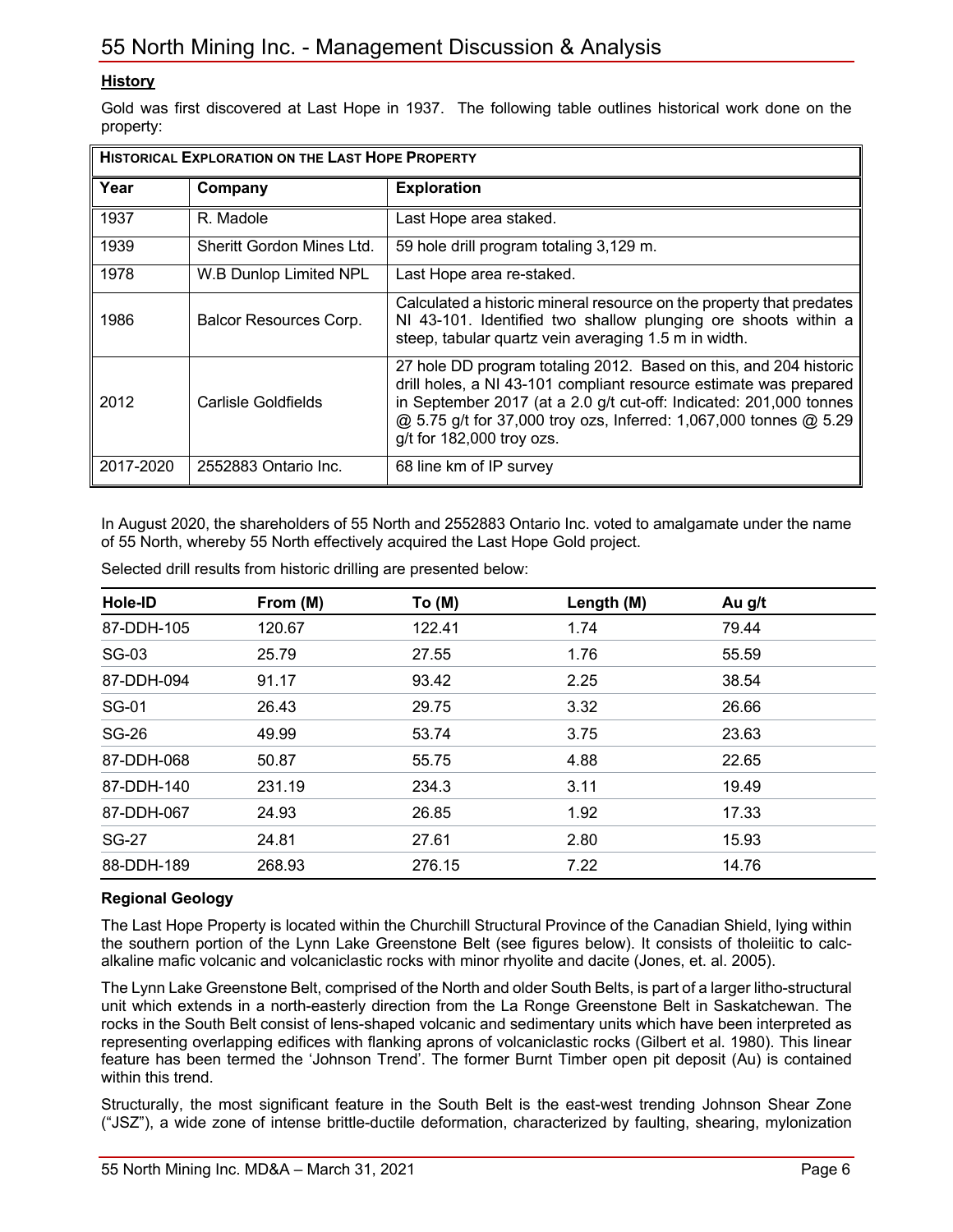## History

Gold was first discovered at Last Hope in 1937. The following table outlines historical work done on the property:

| HISTORICAL EXPLORATION ON THE LAST HOPE PROPERTY | | |
|---|---|---|
| **Year** | **Company** | **Exploration** |
| 1937 | R. Madole | Last Hope area staked. |
| 1939 | Sheritt Gordon Mines Ltd. | 59 hole drill program totaling 3,129 m. |
| 1978 | W.B Dunlop Limited NPL | Last Hope area re-staked. |
| 1986 | Balcor Resources Corp. | Calculated a historic mineral resource on the property that predates NI 43-101. Identified two shallow plunging ore shoots within a steep, tabular quartz vein averaging 1.5 m in width. |
| 2012 | Carlisle Goldfields | 27 hole DD program totaling 2012. Based on this, and 204 historic drill holes, a NI 43-101 compliant resource estimate was prepared in September 2017 (at a 2.0 g/t cut-off: Indicated: 201,000 tonnes @ 5.75 g/t for 37,000 troy ozs, Inferred: 1,067,000 tonnes @ 5.29 g/t for 182,000 troy ozs. |
| 2017-2020 | 2552883 Ontario Inc. | 68 line km of IP survey |

In August 2020, the shareholders of 55 North and 2552883 Ontario Inc. voted to amalgamate under the name of 55 North, whereby 55 North effectively acquired the Last Hope Gold project.

Selected drill results from historic drilling are presented below:

| Hole-ID | From (M) | To (M) | Length (M) | Au g/t |
|---|---|---|---|---|
| 87-DDH-105 | 120.67 | 122.41 | 1.74 | 79.44 |
| SG-03 | 25.79 | 27.55 | 1.76 | 55.59 |
| 87-DDH-094 | 91.17 | 93.42 | 2.25 | 38.54 |
| SG-01 | 26.43 | 29.75 | 3.32 | 26.66 |
| SG-26 | 49.99 | 53.74 | 3.75 | 23.63 |
| 87-DDH-068 | 50.87 | 55.75 | 4.88 | 22.65 |
| 87-DDH-140 | 231.19 | 234.3 | 3.11 | 19.49 |
| 87-DDH-067 | 24.93 | 26.85 | 1.92 | 17.33 |
| SG-27 | 24.81 | 27.61 | 2.80 | 15.93 |
| 88-DDH-189 | 268.93 | 276.15 | 7.22 | 14.76 |

### Regional Geology

The Last Hope Property is located within the Churchill Structural Province of the Canadian Shield, lying within the southern portion of the Lynn Lake Greenstone Belt (see figures below). It consists of tholeiitic to calc-alkaline mafic volcanic and volcaniclastic rocks with minor rhyolite and dacite (Jones, et. al. 2005).

The Lynn Lake Greenstone Belt, comprised of the North and older South Belts, is part of a larger litho-structural unit which extends in a north-easterly direction from the La Ronge Greenstone Belt in Saskatchewan. The rocks in the South Belt consist of lens-shaped volcanic and sedimentary units which have been interpreted as representing overlapping edifices with flanking aprons of volcaniclastic rocks (Gilbert et al. 1980). This linear feature has been termed the 'Johnson Trend'. The former Burnt Timber open pit deposit (Au) is contained within this trend.

Structurally, the most significant feature in the South Belt is the east-west trending Johnson Shear Zone ("JSZ"), a wide zone of intense brittle-ductile deformation, characterized by faulting, shearing, mylonization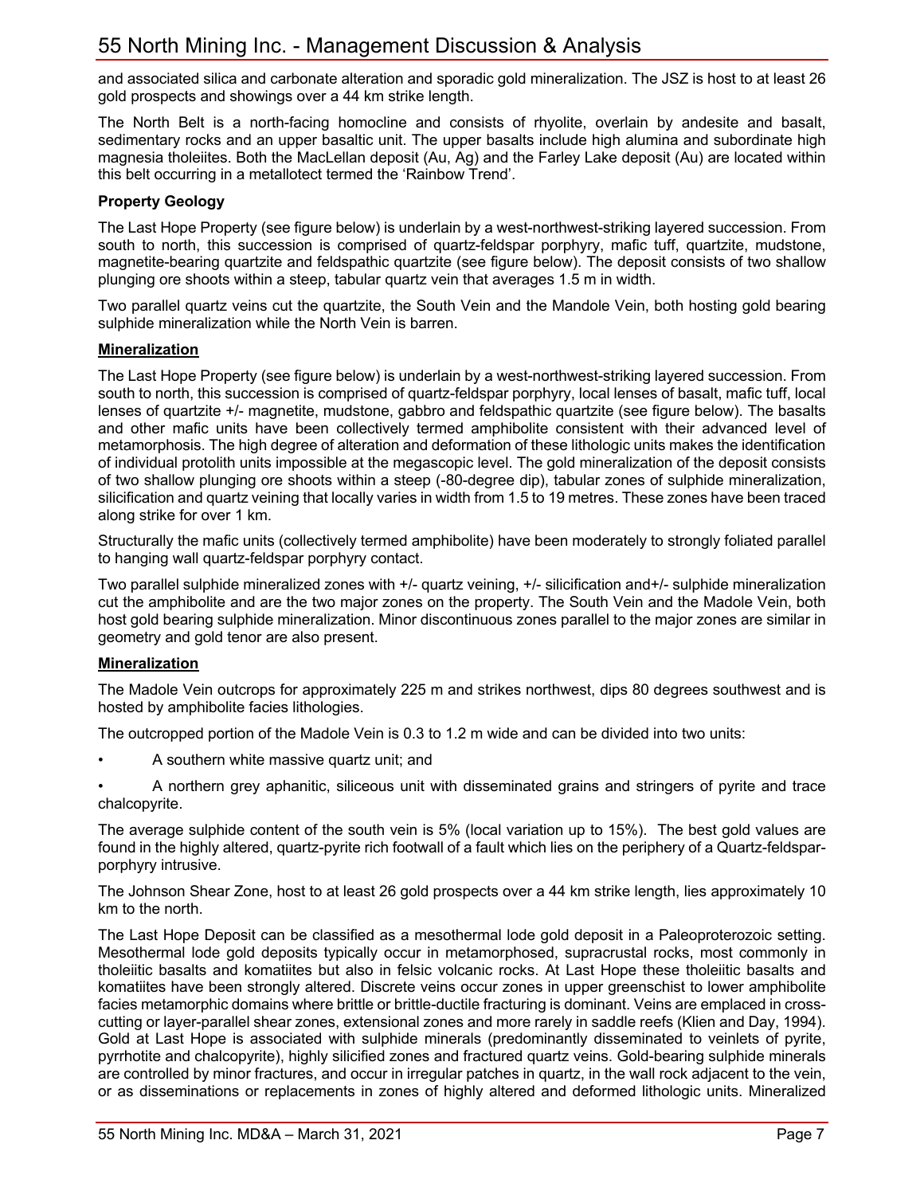and associated silica and carbonate alteration and sporadic gold mineralization. The JSZ is host to at least 26 gold prospects and showings over a 44 km strike length.

The North Belt is a north-facing homocline and consists of rhyolite, overlain by andesite and basalt, sedimentary rocks and an upper basaltic unit. The upper basalts include high alumina and subordinate high magnesia tholeiites. Both the MacLellan deposit (Au, Ag) and the Farley Lake deposit (Au) are located within this belt occurring in a metallotect termed the 'Rainbow Trend'.

**Property Geology**

The Last Hope Property (see figure below) is underlain by a west-northwest-striking layered succession. From south to north, this succession is comprised of quartz-feldspar porphyry, mafic tuff, quartzite, mudstone, magnetite-bearing quartzite and feldspathic quartzite (see figure below). The deposit consists of two shallow plunging ore shoots within a steep, tabular quartz vein that averages 1.5 m in width.

Two parallel quartz veins cut the quartzite, the South Vein and the Mandole Vein, both hosting gold bearing sulphide mineralization while the North Vein is barren.

**Mineralization**

The Last Hope Property (see figure below) is underlain by a west-northwest-striking layered succession. From south to north, this succession is comprised of quartz-feldspar porphyry, local lenses of basalt, mafic tuff, local lenses of quartzite +/- magnetite, mudstone, gabbro and feldspathic quartzite (see figure below). The basalts and other mafic units have been collectively termed amphibolite consistent with their advanced level of metamorphosis. The high degree of alteration and deformation of these lithologic units makes the identification of individual protolith units impossible at the megascopic level. The gold mineralization of the deposit consists of two shallow plunging ore shoots within a steep (-80-degree dip), tabular zones of sulphide mineralization, silicification and quartz veining that locally varies in width from 1.5 to 19 metres. These zones have been traced along strike for over 1 km.

Structurally the mafic units (collectively termed amphibolite) have been moderately to strongly foliated parallel to hanging wall quartz-feldspar porphyry contact.

Two parallel sulphide mineralized zones with +/- quartz veining, +/- silicification and+/- sulphide mineralization cut the amphibolite and are the two major zones on the property. The South Vein and the Madole Vein, both host gold bearing sulphide mineralization. Minor discontinuous zones parallel to the major zones are similar in geometry and gold tenor are also present.

**Mineralization**

The Madole Vein outcrops for approximately 225 m and strikes northwest, dips 80 degrees southwest and is hosted by amphibolite facies lithologies.

The outcropped portion of the Madole Vein is 0.3 to 1.2 m wide and can be divided into two units:

- A southern white massive quartz unit; and
- A northern grey aphanitic, siliceous unit with disseminated grains and stringers of pyrite and trace chalcopyrite.

The average sulphide content of the south vein is 5% (local variation up to 15%). The best gold values are found in the highly altered, quartz-pyrite rich footwall of a fault which lies on the periphery of a Quartz-feldspar-porphyry intrusive.

The Johnson Shear Zone, host to at least 26 gold prospects over a 44 km strike length, lies approximately 10 km to the north.

The Last Hope Deposit can be classified as a mesothermal lode gold deposit in a Paleoproterozoic setting. Mesothermal lode gold deposits typically occur in metamorphosed, supracrustal rocks, most commonly in tholeiitic basalts and komatiites but also in felsic volcanic rocks. At Last Hope these tholeiitic basalts and komatiites have been strongly altered. Discrete veins occur zones in upper greenschist to lower amphibolite facies metamorphic domains where brittle or brittle-ductile fracturing is dominant. Veins are emplaced in cross-cutting or layer-parallel shear zones, extensional zones and more rarely in saddle reefs (Klien and Day, 1994). Gold at Last Hope is associated with sulphide minerals (predominantly disseminated to veinlets of pyrite, pyrrhotite and chalcopyrite), highly silicified zones and fractured quartz veins. Gold-bearing sulphide minerals are controlled by minor fractures, and occur in irregular patches in quartz, in the wall rock adjacent to the vein, or as disseminations or replacements in zones of highly altered and deformed lithologic units. Mineralized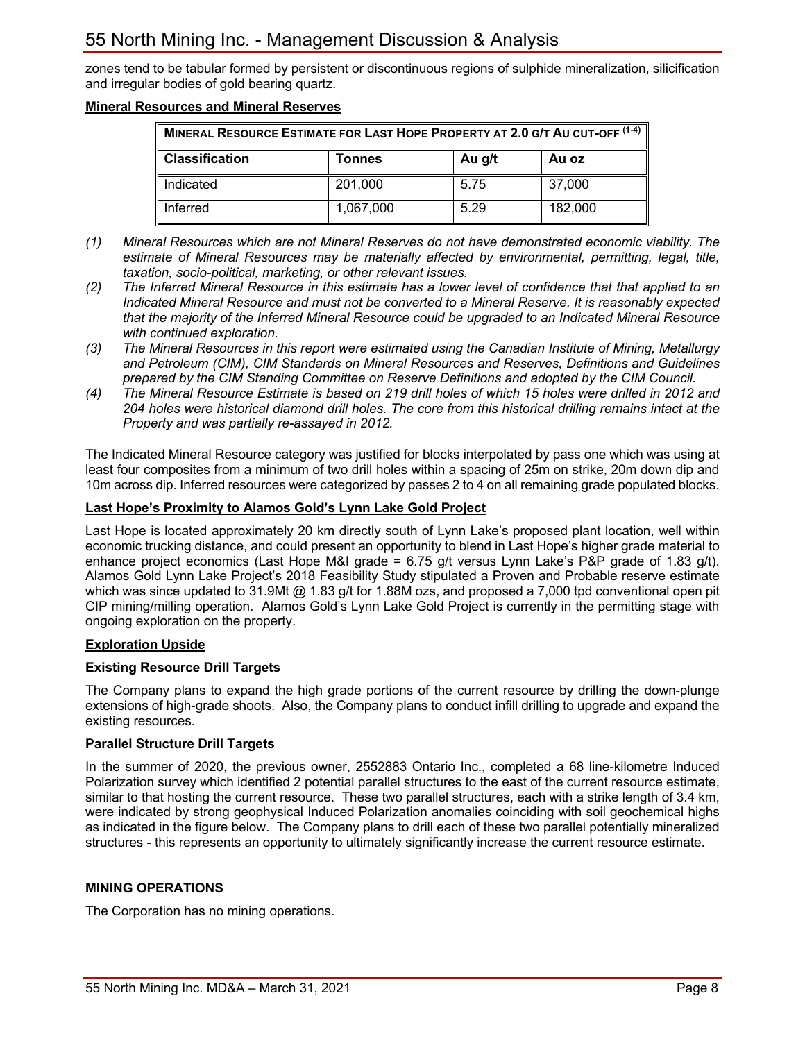zones tend to be tabular formed by persistent or discontinuous regions of sulphide mineralization, silicification and irregular bodies of gold bearing quartz.

## Mineral Resources and Mineral Reserves

| MINERAL RESOURCE ESTIMATE FOR LAST HOPE PROPERTY AT 2.0 G/T AU CUT-OFF (1-4) | | | |
|---|---|---|---|
| **Classification** | **Tonnes** | **Au g/t** | **Au oz** |
| Indicated | 201,000 | 5.75 | 37,000 |
| Inferred | 1,067,000 | 5.29 | 182,000 |

*(1) Mineral Resources which are not Mineral Reserves do not have demonstrated economic viability. The estimate of Mineral Resources may be materially affected by environmental, permitting, legal, title, taxation, socio-political, marketing, or other relevant issues.*

*(2) The Inferred Mineral Resource in this estimate has a lower level of confidence that that applied to an Indicated Mineral Resource and must not be converted to a Mineral Reserve. It is reasonably expected that the majority of the Inferred Mineral Resource could be upgraded to an Indicated Mineral Resource with continued exploration.*

*(3) The Mineral Resources in this report were estimated using the Canadian Institute of Mining, Metallurgy and Petroleum (CIM), CIM Standards on Mineral Resources and Reserves, Definitions and Guidelines prepared by the CIM Standing Committee on Reserve Definitions and adopted by the CIM Council.*

*(4) The Mineral Resource Estimate is based on 219 drill holes of which 15 holes were drilled in 2012 and 204 holes were historical diamond drill holes. The core from this historical drilling remains intact at the Property and was partially re-assayed in 2012.*

The Indicated Mineral Resource category was justified for blocks interpolated by pass one which was using at least four composites from a minimum of two drill holes within a spacing of 25m on strike, 20m down dip and 10m across dip. Inferred resources were categorized by passes 2 to 4 on all remaining grade populated blocks.

## Last Hope's Proximity to Alamos Gold's Lynn Lake Gold Project

Last Hope is located approximately 20 km directly south of Lynn Lake's proposed plant location, well within economic trucking distance, and could present an opportunity to blend in Last Hope's higher grade material to enhance project economics (Last Hope M&I grade = 6.75 g/t versus Lynn Lake's P&P grade of 1.83 g/t). Alamos Gold Lynn Lake Project's 2018 Feasibility Study stipulated a Proven and Probable reserve estimate which was since updated to 31.9Mt @ 1.83 g/t for 1.88M ozs, and proposed a 7,000 tpd conventional open pit CIP mining/milling operation. Alamos Gold's Lynn Lake Gold Project is currently in the permitting stage with ongoing exploration on the property.

## Exploration Upside

### Existing Resource Drill Targets

The Company plans to expand the high grade portions of the current resource by drilling the down-plunge extensions of high-grade shoots. Also, the Company plans to conduct infill drilling to upgrade and expand the existing resources.

### Parallel Structure Drill Targets

In the summer of 2020, the previous owner, 2552883 Ontario Inc., completed a 68 line-kilometre Induced Polarization survey which identified 2 potential parallel structures to the east of the current resource estimate, similar to that hosting the current resource. These two parallel structures, each with a strike length of 3.4 km, were indicated by strong geophysical Induced Polarization anomalies coinciding with soil geochemical highs as indicated in the figure below. The Company plans to drill each of these two parallel potentially mineralized structures - this represents an opportunity to ultimately significantly increase the current resource estimate.

## MINING OPERATIONS

The Corporation has no mining operations.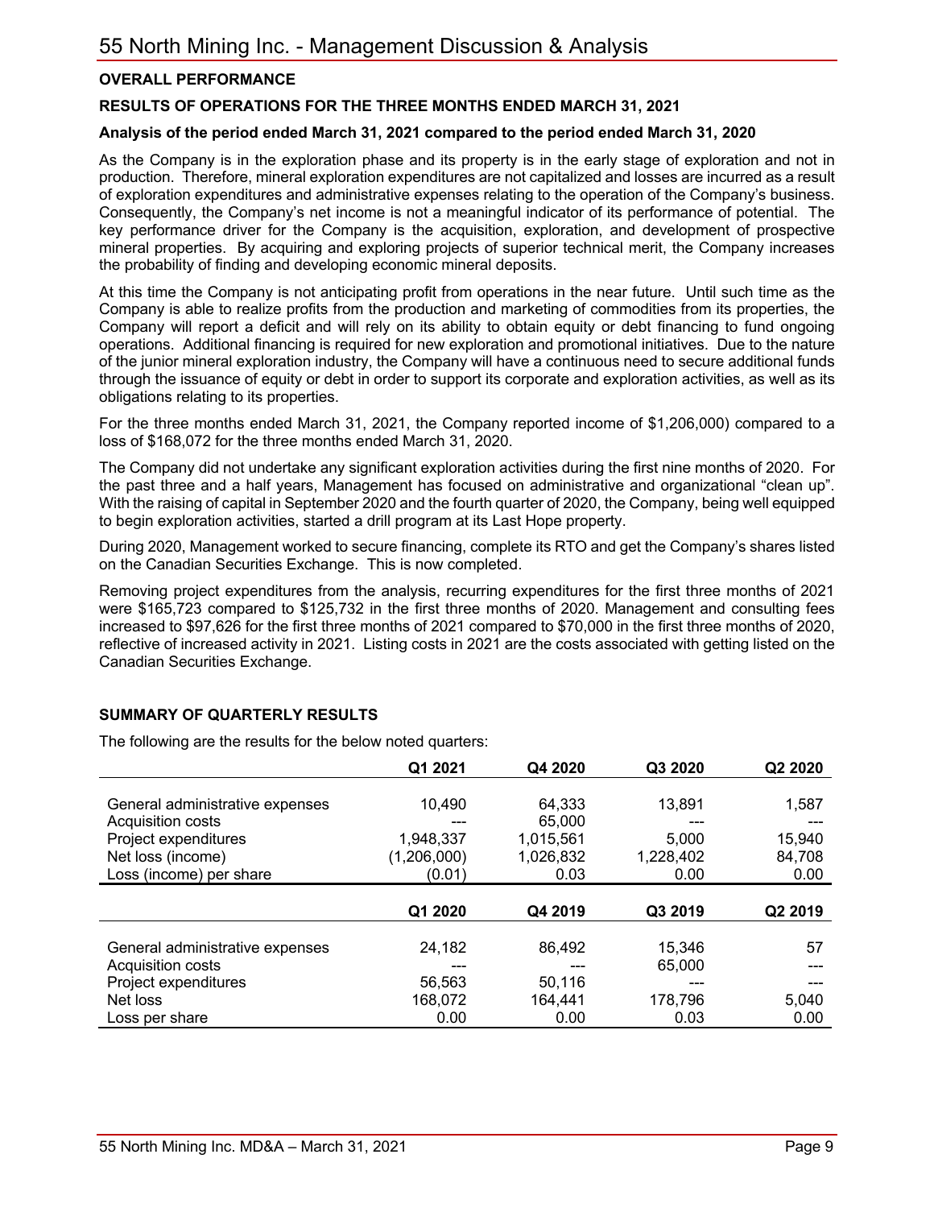## OVERALL PERFORMANCE

### RESULTS OF OPERATIONS FOR THE THREE MONTHS ENDED MARCH 31, 2021

#### Analysis of the period ended March 31, 2021 compared to the period ended March 31, 2020

As the Company is in the exploration phase and its property is in the early stage of exploration and not in production. Therefore, mineral exploration expenditures are not capitalized and losses are incurred as a result of exploration expenditures and administrative expenses relating to the operation of the Company's business. Consequently, the Company's net income is not a meaningful indicator of its performance of potential. The key performance driver for the Company is the acquisition, exploration, and development of prospective mineral properties. By acquiring and exploring projects of superior technical merit, the Company increases the probability of finding and developing economic mineral deposits.

At this time the Company is not anticipating profit from operations in the near future. Until such time as the Company is able to realize profits from the production and marketing of commodities from its properties, the Company will report a deficit and will rely on its ability to obtain equity or debt financing to fund ongoing operations. Additional financing is required for new exploration and promotional initiatives. Due to the nature of the junior mineral exploration industry, the Company will have a continuous need to secure additional funds through the issuance of equity or debt in order to support its corporate and exploration activities, as well as its obligations relating to its properties.

For the three months ended March 31, 2021, the Company reported income of $1,206,000) compared to a loss of $168,072 for the three months ended March 31, 2020.

The Company did not undertake any significant exploration activities during the first nine months of 2020. For the past three and a half years, Management has focused on administrative and organizational "clean up". With the raising of capital in September 2020 and the fourth quarter of 2020, the Company, being well equipped to begin exploration activities, started a drill program at its Last Hope property.

During 2020, Management worked to secure financing, complete its RTO and get the Company's shares listed on the Canadian Securities Exchange. This is now completed.

Removing project expenditures from the analysis, recurring expenditures for the first three months of 2021 were $165,723 compared to $125,732 in the first three months of 2020. Management and consulting fees increased to $97,626 for the first three months of 2021 compared to $70,000 in the first three months of 2020, reflective of increased activity in 2021. Listing costs in 2021 are the costs associated with getting listed on the Canadian Securities Exchange.

## SUMMARY OF QUARTERLY RESULTS

The following are the results for the below noted quarters:

| | Q1 2021 | Q4 2020 | Q3 2020 | Q2 2020 |
|---|---|---|---|---|
| General administrative expenses | 10,490 | 64,333 | 13,891 | 1,587 |
| Acquisition costs | --- | 65,000 | --- | --- |
| Project expenditures | 1,948,337 | 1,015,561 | 5,000 | 15,940 |
| Net loss (income) | (1,206,000) | 1,026,832 | 1,228,402 | 84,708 |
| Loss (income) per share | (0.01) | 0.03 | 0.00 | 0.00 |

| | Q1 2020 | Q4 2019 | Q3 2019 | Q2 2019 |
|---|---|---|---|---|
| General administrative expenses | 24,182 | 86,492 | 15,346 | 57 |
| Acquisition costs | --- | --- | 65,000 | --- |
| Project expenditures | 56,563 | 50,116 | --- | --- |
| Net loss | 168,072 | 164,441 | 178,796 | 5,040 |
| Loss per share | 0.00 | 0.00 | 0.03 | 0.00 |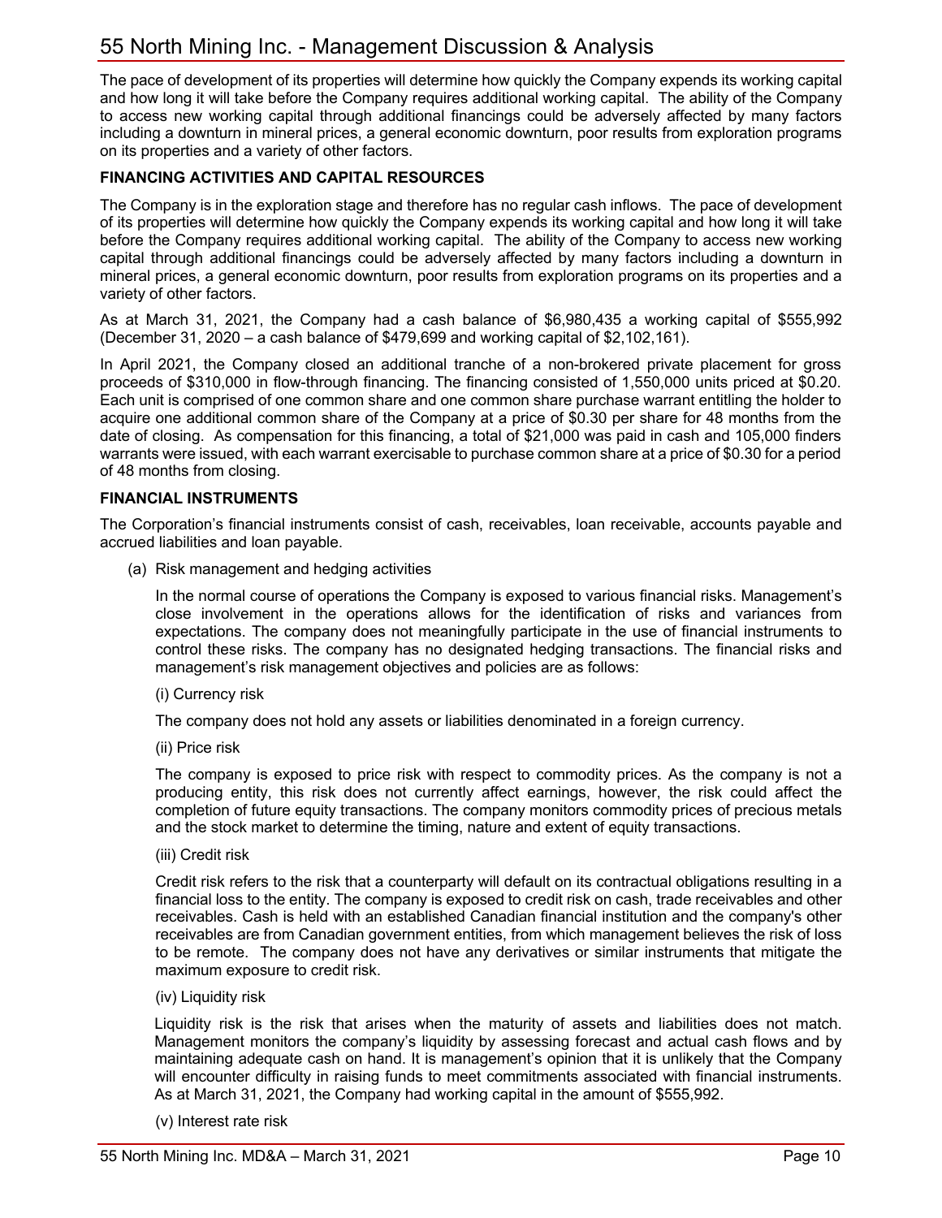The pace of development of its properties will determine how quickly the Company expends its working capital and how long it will take before the Company requires additional working capital. The ability of the Company to access new working capital through additional financings could be adversely affected by many factors including a downturn in mineral prices, a general economic downturn, poor results from exploration programs on its properties and a variety of other factors.

## FINANCING ACTIVITIES AND CAPITAL RESOURCES

The Company is in the exploration stage and therefore has no regular cash inflows. The pace of development of its properties will determine how quickly the Company expends its working capital and how long it will take before the Company requires additional working capital. The ability of the Company to access new working capital through additional financings could be adversely affected by many factors including a downturn in mineral prices, a general economic downturn, poor results from exploration programs on its properties and a variety of other factors.

As at March 31, 2021, the Company had a cash balance of $6,980,435 a working capital of $555,992 (December 31, 2020 – a cash balance of $479,699 and working capital of $2,102,161).

In April 2021, the Company closed an additional tranche of a non-brokered private placement for gross proceeds of $310,000 in flow-through financing. The financing consisted of 1,550,000 units priced at $0.20. Each unit is comprised of one common share and one common share purchase warrant entitling the holder to acquire one additional common share of the Company at a price of $0.30 per share for 48 months from the date of closing. As compensation for this financing, a total of $21,000 was paid in cash and 105,000 finders warrants were issued, with each warrant exercisable to purchase common share at a price of $0.30 for a period of 48 months from closing.

## FINANCIAL INSTRUMENTS

The Corporation's financial instruments consist of cash, receivables, loan receivable, accounts payable and accrued liabilities and loan payable.

(a) Risk management and hedging activities

In the normal course of operations the Company is exposed to various financial risks. Management's close involvement in the operations allows for the identification of risks and variances from expectations. The company does not meaningfully participate in the use of financial instruments to control these risks. The company has no designated hedging transactions. The financial risks and management's risk management objectives and policies are as follows:

(i) Currency risk

The company does not hold any assets or liabilities denominated in a foreign currency.

(ii) Price risk

The company is exposed to price risk with respect to commodity prices. As the company is not a producing entity, this risk does not currently affect earnings, however, the risk could affect the completion of future equity transactions. The company monitors commodity prices of precious metals and the stock market to determine the timing, nature and extent of equity transactions.

(iii) Credit risk

Credit risk refers to the risk that a counterparty will default on its contractual obligations resulting in a financial loss to the entity. The company is exposed to credit risk on cash, trade receivables and other receivables. Cash is held with an established Canadian financial institution and the company's other receivables are from Canadian government entities, from which management believes the risk of loss to be remote. The company does not have any derivatives or similar instruments that mitigate the maximum exposure to credit risk.

(iv) Liquidity risk

Liquidity risk is the risk that arises when the maturity of assets and liabilities does not match. Management monitors the company's liquidity by assessing forecast and actual cash flows and by maintaining adequate cash on hand. It is management's opinion that it is unlikely that the Company will encounter difficulty in raising funds to meet commitments associated with financial instruments. As at March 31, 2021, the Company had working capital in the amount of $555,992.

(v) Interest rate risk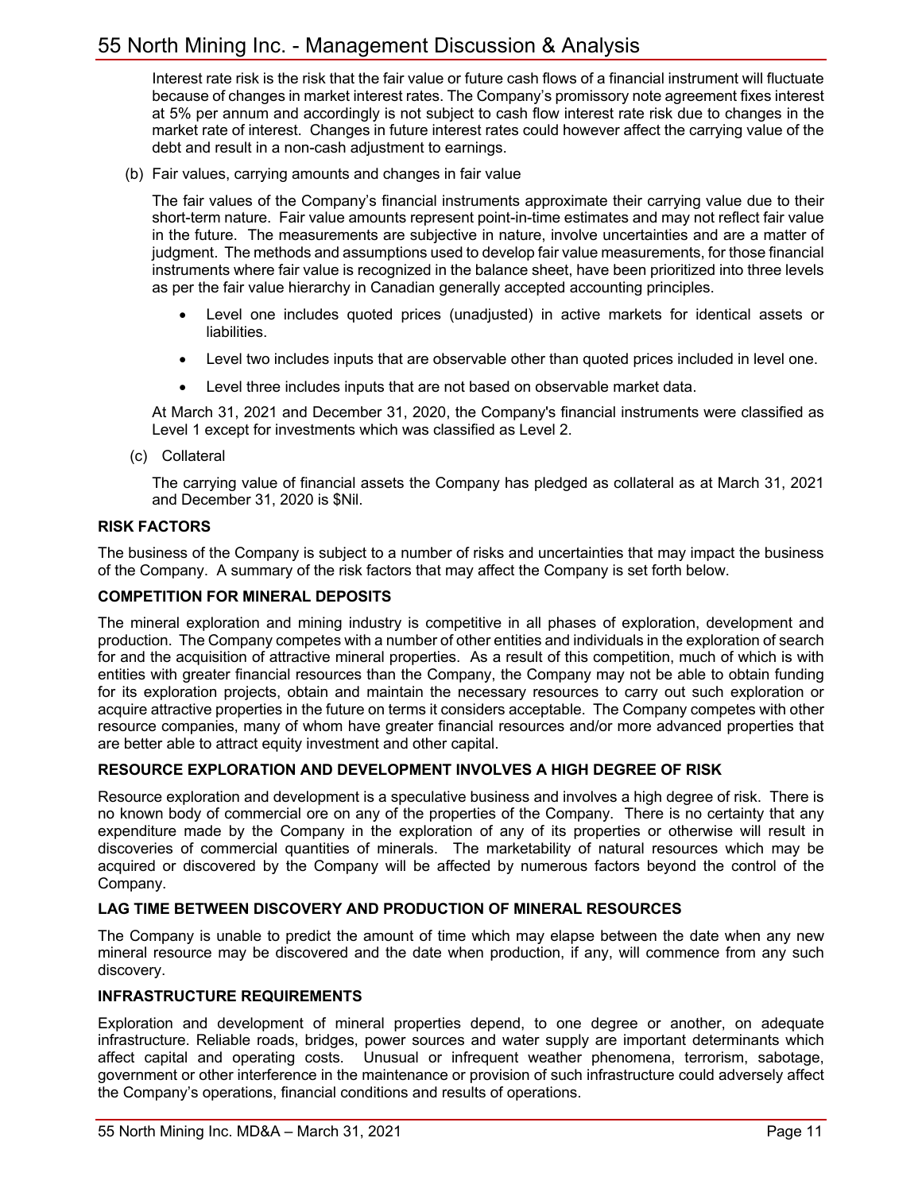Interest rate risk is the risk that the fair value or future cash flows of a financial instrument will fluctuate because of changes in market interest rates. The Company's promissory note agreement fixes interest at 5% per annum and accordingly is not subject to cash flow interest rate risk due to changes in the market rate of interest. Changes in future interest rates could however affect the carrying value of the debt and result in a non-cash adjustment to earnings.

(b) Fair values, carrying amounts and changes in fair value

The fair values of the Company's financial instruments approximate their carrying value due to their short-term nature. Fair value amounts represent point-in-time estimates and may not reflect fair value in the future. The measurements are subjective in nature, involve uncertainties and are a matter of judgment. The methods and assumptions used to develop fair value measurements, for those financial instruments where fair value is recognized in the balance sheet, have been prioritized into three levels as per the fair value hierarchy in Canadian generally accepted accounting principles.

- Level one includes quoted prices (unadjusted) in active markets for identical assets or liabilities.
- Level two includes inputs that are observable other than quoted prices included in level one.
- Level three includes inputs that are not based on observable market data.

At March 31, 2021 and December 31, 2020, the Company's financial instruments were classified as Level 1 except for investments which was classified as Level 2.

(c) Collateral

The carrying value of financial assets the Company has pledged as collateral as at March 31, 2021 and December 31, 2020 is $Nil.

**RISK FACTORS**

The business of the Company is subject to a number of risks and uncertainties that may impact the business of the Company. A summary of the risk factors that may affect the Company is set forth below.

**COMPETITION FOR MINERAL DEPOSITS**

The mineral exploration and mining industry is competitive in all phases of exploration, development and production. The Company competes with a number of other entities and individuals in the exploration of search for and the acquisition of attractive mineral properties. As a result of this competition, much of which is with entities with greater financial resources than the Company, the Company may not be able to obtain funding for its exploration projects, obtain and maintain the necessary resources to carry out such exploration or acquire attractive properties in the future on terms it considers acceptable. The Company competes with other resource companies, many of whom have greater financial resources and/or more advanced properties that are better able to attract equity investment and other capital.

**RESOURCE EXPLORATION AND DEVELOPMENT INVOLVES A HIGH DEGREE OF RISK**

Resource exploration and development is a speculative business and involves a high degree of risk. There is no known body of commercial ore on any of the properties of the Company. There is no certainty that any expenditure made by the Company in the exploration of any of its properties or otherwise will result in discoveries of commercial quantities of minerals. The marketability of natural resources which may be acquired or discovered by the Company will be affected by numerous factors beyond the control of the Company.

**LAG TIME BETWEEN DISCOVERY AND PRODUCTION OF MINERAL RESOURCES**

The Company is unable to predict the amount of time which may elapse between the date when any new mineral resource may be discovered and the date when production, if any, will commence from any such discovery.

**INFRASTRUCTURE REQUIREMENTS**

Exploration and development of mineral properties depend, to one degree or another, on adequate infrastructure. Reliable roads, bridges, power sources and water supply are important determinants which affect capital and operating costs. Unusual or infrequent weather phenomena, terrorism, sabotage, government or other interference in the maintenance or provision of such infrastructure could adversely affect the Company's operations, financial conditions and results of operations.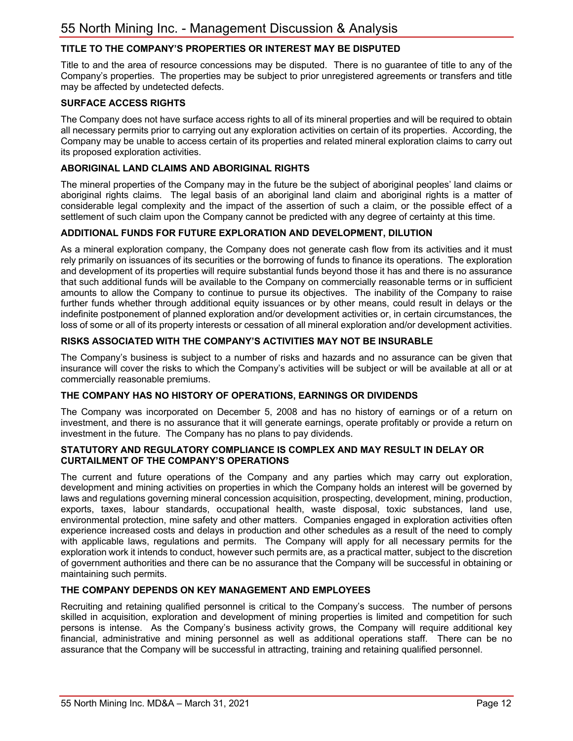## TITLE TO THE COMPANY'S PROPERTIES OR INTEREST MAY BE DISPUTED

Title to and the area of resource concessions may be disputed. There is no guarantee of title to any of the Company's properties. The properties may be subject to prior unregistered agreements or transfers and title may be affected by undetected defects.

## SURFACE ACCESS RIGHTS

The Company does not have surface access rights to all of its mineral properties and will be required to obtain all necessary permits prior to carrying out any exploration activities on certain of its properties. According, the Company may be unable to access certain of its properties and related mineral exploration claims to carry out its proposed exploration activities.

## ABORIGINAL LAND CLAIMS AND ABORIGINAL RIGHTS

The mineral properties of the Company may in the future be the subject of aboriginal peoples' land claims or aboriginal rights claims. The legal basis of an aboriginal land claim and aboriginal rights is a matter of considerable legal complexity and the impact of the assertion of such a claim, or the possible effect of a settlement of such claim upon the Company cannot be predicted with any degree of certainty at this time.

## ADDITIONAL FUNDS FOR FUTURE EXPLORATION AND DEVELOPMENT, DILUTION

As a mineral exploration company, the Company does not generate cash flow from its activities and it must rely primarily on issuances of its securities or the borrowing of funds to finance its operations. The exploration and development of its properties will require substantial funds beyond those it has and there is no assurance that such additional funds will be available to the Company on commercially reasonable terms or in sufficient amounts to allow the Company to continue to pursue its objectives. The inability of the Company to raise further funds whether through additional equity issuances or by other means, could result in delays or the indefinite postponement of planned exploration and/or development activities or, in certain circumstances, the loss of some or all of its property interests or cessation of all mineral exploration and/or development activities.

## RISKS ASSOCIATED WITH THE COMPANY'S ACTIVITIES MAY NOT BE INSURABLE

The Company's business is subject to a number of risks and hazards and no assurance can be given that insurance will cover the risks to which the Company's activities will be subject or will be available at all or at commercially reasonable premiums.

## THE COMPANY HAS NO HISTORY OF OPERATIONS, EARNINGS OR DIVIDENDS

The Company was incorporated on December 5, 2008 and has no history of earnings or of a return on investment, and there is no assurance that it will generate earnings, operate profitably or provide a return on investment in the future. The Company has no plans to pay dividends.

## STATUTORY AND REGULATORY COMPLIANCE IS COMPLEX AND MAY RESULT IN DELAY OR CURTAILMENT OF THE COMPANY'S OPERATIONS

The current and future operations of the Company and any parties which may carry out exploration, development and mining activities on properties in which the Company holds an interest will be governed by laws and regulations governing mineral concession acquisition, prospecting, development, mining, production, exports, taxes, labour standards, occupational health, waste disposal, toxic substances, land use, environmental protection, mine safety and other matters. Companies engaged in exploration activities often experience increased costs and delays in production and other schedules as a result of the need to comply with applicable laws, regulations and permits. The Company will apply for all necessary permits for the exploration work it intends to conduct, however such permits are, as a practical matter, subject to the discretion of government authorities and there can be no assurance that the Company will be successful in obtaining or maintaining such permits.

## THE COMPANY DEPENDS ON KEY MANAGEMENT AND EMPLOYEES

Recruiting and retaining qualified personnel is critical to the Company's success. The number of persons skilled in acquisition, exploration and development of mining properties is limited and competition for such persons is intense. As the Company's business activity grows, the Company will require additional key financial, administrative and mining personnel as well as additional operations staff. There can be no assurance that the Company will be successful in attracting, training and retaining qualified personnel.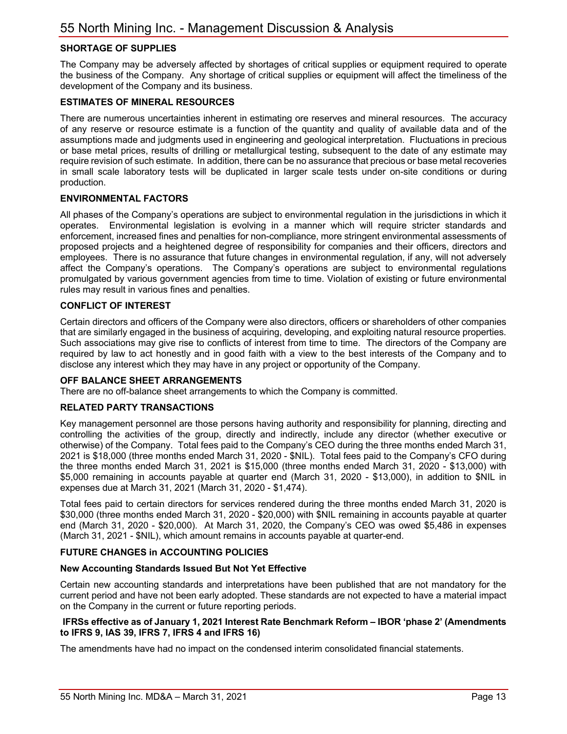## SHORTAGE OF SUPPLIES

The Company may be adversely affected by shortages of critical supplies or equipment required to operate the business of the Company. Any shortage of critical supplies or equipment will affect the timeliness of the development of the Company and its business.

## ESTIMATES OF MINERAL RESOURCES

There are numerous uncertainties inherent in estimating ore reserves and mineral resources. The accuracy of any reserve or resource estimate is a function of the quantity and quality of available data and of the assumptions made and judgments used in engineering and geological interpretation. Fluctuations in precious or base metal prices, results of drilling or metallurgical testing, subsequent to the date of any estimate may require revision of such estimate. In addition, there can be no assurance that precious or base metal recoveries in small scale laboratory tests will be duplicated in larger scale tests under on-site conditions or during production.

## ENVIRONMENTAL FACTORS

All phases of the Company's operations are subject to environmental regulation in the jurisdictions in which it operates. Environmental legislation is evolving in a manner which will require stricter standards and enforcement, increased fines and penalties for non-compliance, more stringent environmental assessments of proposed projects and a heightened degree of responsibility for companies and their officers, directors and employees. There is no assurance that future changes in environmental regulation, if any, will not adversely affect the Company's operations. The Company's operations are subject to environmental regulations promulgated by various government agencies from time to time. Violation of existing or future environmental rules may result in various fines and penalties.

## CONFLICT OF INTEREST

Certain directors and officers of the Company were also directors, officers or shareholders of other companies that are similarly engaged in the business of acquiring, developing, and exploiting natural resource properties. Such associations may give rise to conflicts of interest from time to time. The directors of the Company are required by law to act honestly and in good faith with a view to the best interests of the Company and to disclose any interest which they may have in any project or opportunity of the Company.

## OFF BALANCE SHEET ARRANGEMENTS

There are no off-balance sheet arrangements to which the Company is committed.

## RELATED PARTY TRANSACTIONS

Key management personnel are those persons having authority and responsibility for planning, directing and controlling the activities of the group, directly and indirectly, include any director (whether executive or otherwise) of the Company. Total fees paid to the Company's CEO during the three months ended March 31, 2021 is $18,000 (three months ended March 31, 2020 - $NIL). Total fees paid to the Company's CFO during the three months ended March 31, 2021 is $15,000 (three months ended March 31, 2020 - $13,000) with $5,000 remaining in accounts payable at quarter end (March 31, 2020 - $13,000), in addition to $NIL in expenses due at March 31, 2021 (March 31, 2020 - $1,474).

Total fees paid to certain directors for services rendered during the three months ended March 31, 2020 is $30,000 (three months ended March 31, 2020 - $20,000) with $NIL remaining in accounts payable at quarter end (March 31, 2020 - $20,000). At March 31, 2020, the Company's CEO was owed $5,486 in expenses (March 31, 2021 - $NIL), which amount remains in accounts payable at quarter-end.

## FUTURE CHANGES in ACCOUNTING POLICIES

### New Accounting Standards Issued But Not Yet Effective

Certain new accounting standards and interpretations have been published that are not mandatory for the current period and have not been early adopted. These standards are not expected to have a material impact on the Company in the current or future reporting periods.

### IFRSs effective as of January 1, 2021 Interest Rate Benchmark Reform – IBOR 'phase 2' (Amendments to IFRS 9, IAS 39, IFRS 7, IFRS 4 and IFRS 16)

The amendments have had no impact on the condensed interim consolidated financial statements.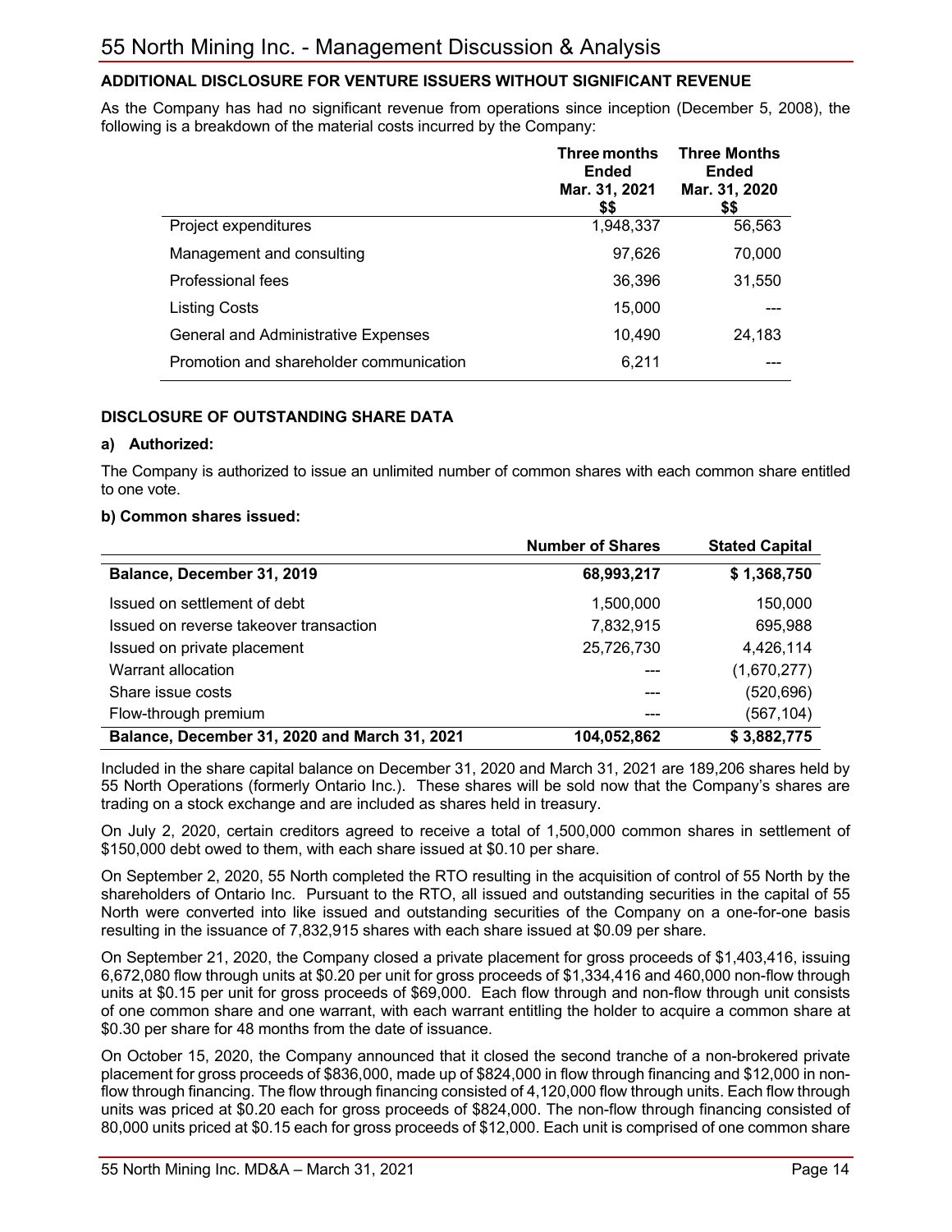### ADDITIONAL DISCLOSURE FOR VENTURE ISSUERS WITHOUT SIGNIFICANT REVENUE

As the Company has had no significant revenue from operations since inception (December 5, 2008), the following is a breakdown of the material costs incurred by the Company:

| | Three months Ended Mar. 31, 2021 $$ | Three Months Ended Mar. 31, 2020 $$ |
|---|---|---|
| Project expenditures | 1,948,337 | 56,563 |
| Management and consulting | 97,626 | 70,000 |
| Professional fees | 36,396 | 31,550 |
| Listing Costs | 15,000 | --- |
| General and Administrative Expenses | 10,490 | 24,183 |
| Promotion and shareholder communication | 6,211 | --- |

### DISCLOSURE OF OUTSTANDING SHARE DATA

**a) Authorized:**

The Company is authorized to issue an unlimited number of common shares with each common share entitled to one vote.

**b) Common shares issued:**

| | Number of Shares | Stated Capital |
|---|---|---|
| **Balance, December 31, 2019** | **68,993,217** | **$ 1,368,750** |
| Issued on settlement of debt | 1,500,000 | 150,000 |
| Issued on reverse takeover transaction | 7,832,915 | 695,988 |
| Issued on private placement | 25,726,730 | 4,426,114 |
| Warrant allocation | --- | (1,670,277) |
| Share issue costs | --- | (520,696) |
| Flow-through premium | --- | (567,104) |
| **Balance, December 31, 2020 and March 31, 2021** | **104,052,862** | **$ 3,882,775** |

Included in the share capital balance on December 31, 2020 and March 31, 2021 are 189,206 shares held by 55 North Operations (formerly Ontario Inc.). These shares will be sold now that the Company's shares are trading on a stock exchange and are included as shares held in treasury.

On July 2, 2020, certain creditors agreed to receive a total of 1,500,000 common shares in settlement of $150,000 debt owed to them, with each share issued at $0.10 per share.

On September 2, 2020, 55 North completed the RTO resulting in the acquisition of control of 55 North by the shareholders of Ontario Inc. Pursuant to the RTO, all issued and outstanding securities in the capital of 55 North were converted into like issued and outstanding securities of the Company on a one-for-one basis resulting in the issuance of 7,832,915 shares with each share issued at $0.09 per share.

On September 21, 2020, the Company closed a private placement for gross proceeds of $1,403,416, issuing 6,672,080 flow through units at $0.20 per unit for gross proceeds of $1,334,416 and 460,000 non-flow through units at $0.15 per unit for gross proceeds of $69,000. Each flow through and non-flow through unit consists of one common share and one warrant, with each warrant entitling the holder to acquire a common share at $0.30 per share for 48 months from the date of issuance.

On October 15, 2020, the Company announced that it closed the second tranche of a non-brokered private placement for gross proceeds of $836,000, made up of $824,000 in flow through financing and $12,000 in non-flow through financing. The flow through financing consisted of 4,120,000 flow through units. Each flow through units was priced at $0.20 each for gross proceeds of $824,000. The non-flow through financing consisted of 80,000 units priced at $0.15 each for gross proceeds of $12,000. Each unit is comprised of one common share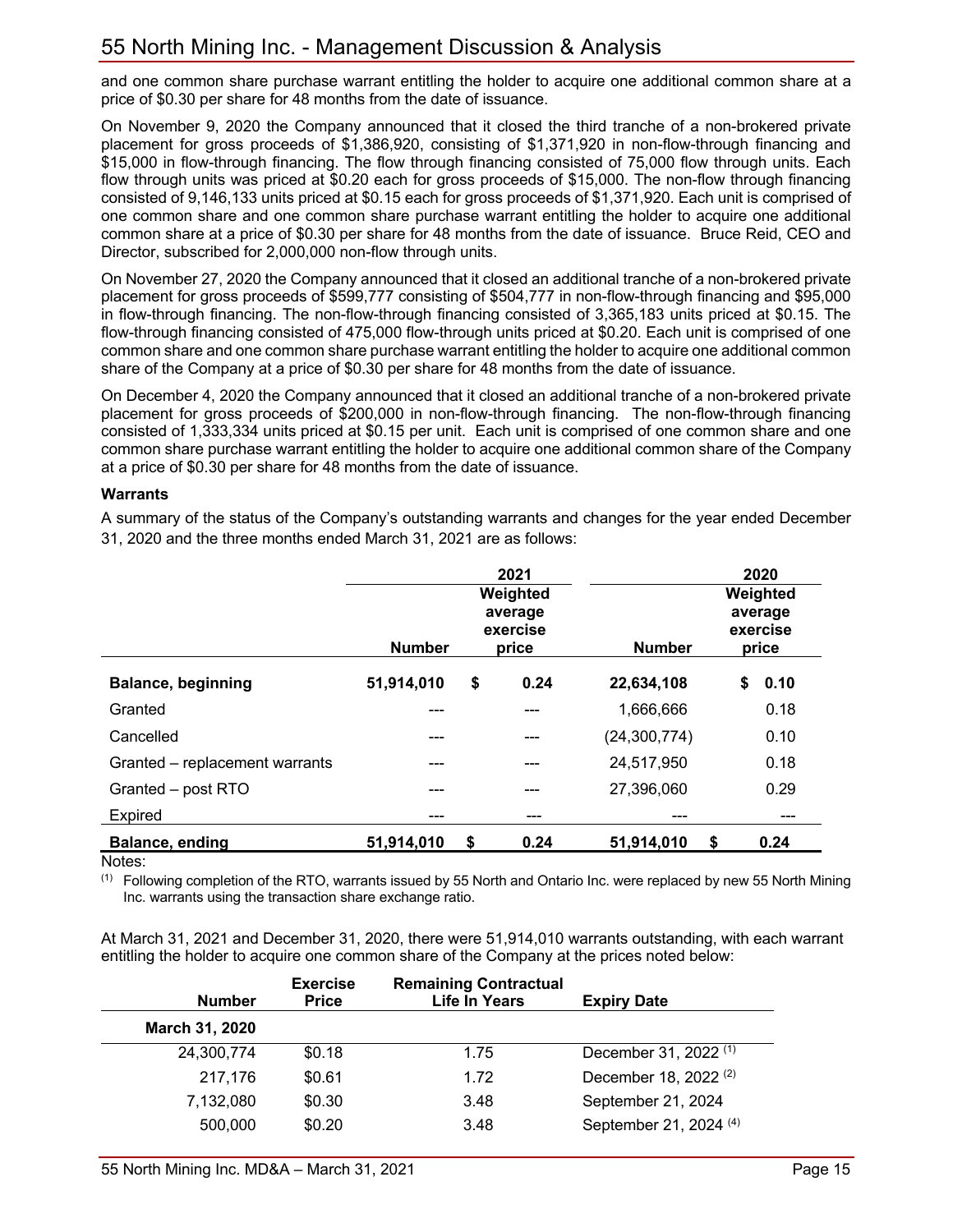and one common share purchase warrant entitling the holder to acquire one additional common share at a price of $0.30 per share for 48 months from the date of issuance.

On November 9, 2020 the Company announced that it closed the third tranche of a non-brokered private placement for gross proceeds of $1,386,920, consisting of $1,371,920 in non-flow-through financing and $15,000 in flow-through financing. The flow through financing consisted of 75,000 flow through units. Each flow through units was priced at $0.20 each for gross proceeds of $15,000. The non-flow through financing consisted of 9,146,133 units priced at $0.15 each for gross proceeds of $1,371,920. Each unit is comprised of one common share and one common share purchase warrant entitling the holder to acquire one additional common share at a price of $0.30 per share for 48 months from the date of issuance. Bruce Reid, CEO and Director, subscribed for 2,000,000 non-flow through units.

On November 27, 2020 the Company announced that it closed an additional tranche of a non-brokered private placement for gross proceeds of $599,777 consisting of $504,777 in non-flow-through financing and $95,000 in flow-through financing. The non-flow-through financing consisted of 3,365,183 units priced at $0.15. The flow-through financing consisted of 475,000 flow-through units priced at $0.20. Each unit is comprised of one common share and one common share purchase warrant entitling the holder to acquire one additional common share of the Company at a price of $0.30 per share for 48 months from the date of issuance.

On December 4, 2020 the Company announced that it closed an additional tranche of a non-brokered private placement for gross proceeds of $200,000 in non-flow-through financing. The non-flow-through financing consisted of 1,333,334 units priced at $0.15 per unit. Each unit is comprised of one common share and one common share purchase warrant entitling the holder to acquire one additional common share of the Company at a price of $0.30 per share for 48 months from the date of issuance.

**Warrants**

A summary of the status of the Company's outstanding warrants and changes for the year ended December 31, 2020 and the three months ended March 31, 2021 are as follows:

| | 2021 | | 2020 | |
|---|---|---|---|---|
| | Number | Weighted average exercise price | Number | Weighted average exercise price |
| **Balance, beginning** | **51,914,010** | **$ 0.24** | **22,634,108** | **$ 0.10** |
| Granted | --- | --- | 1,666,666 | 0.18 |
| Cancelled | --- | --- | (24,300,774) | 0.10 |
| Granted – replacement warrants | --- | --- | 24,517,950 | 0.18 |
| Granted – post RTO | --- | --- | 27,396,060 | 0.29 |
| Expired | --- | --- | --- | --- |
| **Balance, ending** | **51,914,010** | **$ 0.24** | **51,914,010** | **$ 0.24** |

Notes:

(1) Following completion of the RTO, warrants issued by 55 North and Ontario Inc. were replaced by new 55 North Mining Inc. warrants using the transaction share exchange ratio.

At March 31, 2021 and December 31, 2020, there were 51,914,010 warrants outstanding, with each warrant entitling the holder to acquire one common share of the Company at the prices noted below:

| Number | Exercise Price | Remaining Contractual Life In Years | Expiry Date |
|---|---|---|---|
| **March 31, 2020** | | | |
| 24,300,774 | $0.18 | 1.75 | December 31, 2022 (1) |
| 217,176 | $0.61 | 1.72 | December 18, 2022 (2) |
| 7,132,080 | $0.30 | 3.48 | September 21, 2024 |
| 500,000 | $0.20 | 3.48 | September 21, 2024 (4) |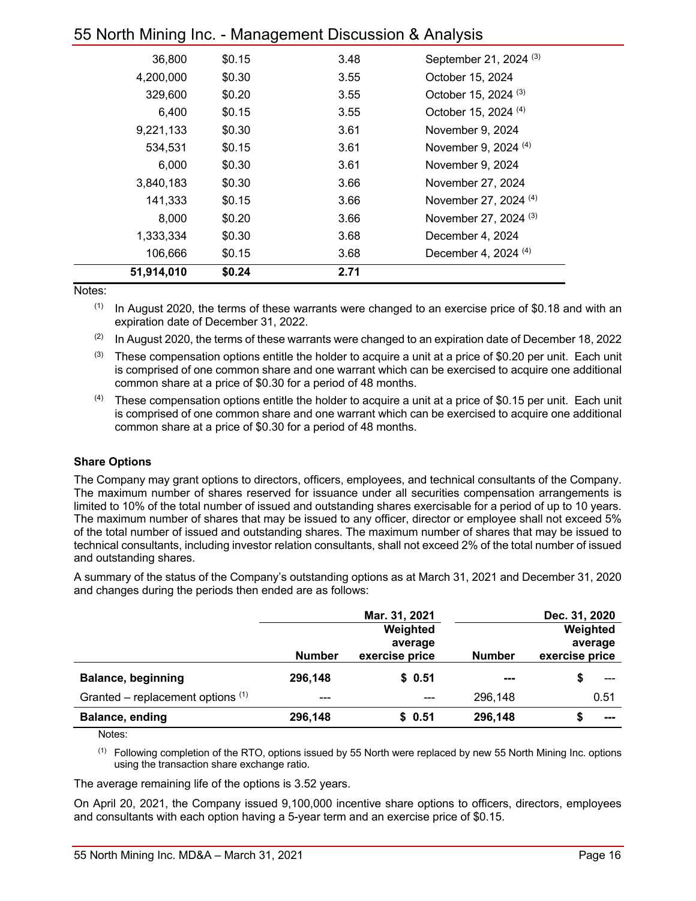| | | | |
|---|---|---|---|
| 36,800 | $0.15 | 3.48 | September 21, 2024 [(3)] |
| 4,200,000 | $0.30 | 3.55 | October 15, 2024 |
| 329,600 | $0.20 | 3.55 | October 15, 2024 [(3)] |
| 6,400 | $0.15 | 3.55 | October 15, 2024 [(4)] |
| 9,221,133 | $0.30 | 3.61 | November 9, 2024 |
| 534,531 | $0.15 | 3.61 | November 9, 2024 [(4)] |
| 6,000 | $0.30 | 3.61 | November 9, 2024 |
| 3,840,183 | $0.30 | 3.66 | November 27, 2024 |
| 141,333 | $0.15 | 3.66 | November 27, 2024 [(4)] |
| 8,000 | $0.20 | 3.66 | November 27, 2024 [(3)] |
| 1,333,334 | $0.30 | 3.68 | December 4, 2024 |
| 106,666 | $0.15 | 3.68 | December 4, 2024 [(4)] |
| **51,914,010** | **$0.24** | **2.71** | |

Notes:

(1) In August 2020, the terms of these warrants were changed to an exercise price of $0.18 and with an expiration date of December 31, 2022.

(2) In August 2020, the terms of these warrants were changed to an expiration date of December 18, 2022

(3) These compensation options entitle the holder to acquire a unit at a price of $0.20 per unit. Each unit is comprised of one common share and one warrant which can be exercised to acquire one additional common share at a price of $0.30 for a period of 48 months.

(4) These compensation options entitle the holder to acquire a unit at a price of $0.15 per unit. Each unit is comprised of one common share and one warrant which can be exercised to acquire one additional common share at a price of $0.30 for a period of 48 months.

**Share Options**

The Company may grant options to directors, officers, employees, and technical consultants of the Company. The maximum number of shares reserved for issuance under all securities compensation arrangements is limited to 10% of the total number of issued and outstanding shares exercisable for a period of up to 10 years. The maximum number of shares that may be issued to any officer, director or employee shall not exceed 5% of the total number of issued and outstanding shares. The maximum number of shares that may be issued to technical consultants, including investor relation consultants, shall not exceed 2% of the total number of issued and outstanding shares.

A summary of the status of the Company's outstanding options as at March 31, 2021 and December 31, 2020 and changes during the periods then ended are as follows:

| | | Mar. 31, 2021 | | Dec. 31, 2020 |
|---|---|---|---|---|
| | Number | Weighted average exercise price | Number | Weighted average exercise price |
| **Balance, beginning** | **296,148** | **$ 0.51** | **---** | **$ ---** |
| Granted – replacement options [(1)] | --- | --- | 296,148 | 0.51 |
| **Balance, ending** | **296,148** | **$ 0.51** | **296,148** | **$ ---** |

Notes:

(1) Following completion of the RTO, options issued by 55 North were replaced by new 55 North Mining Inc. options using the transaction share exchange ratio.

The average remaining life of the options is 3.52 years.

On April 20, 2021, the Company issued 9,100,000 incentive share options to officers, directors, employees and consultants with each option having a 5-year term and an exercise price of $0.15.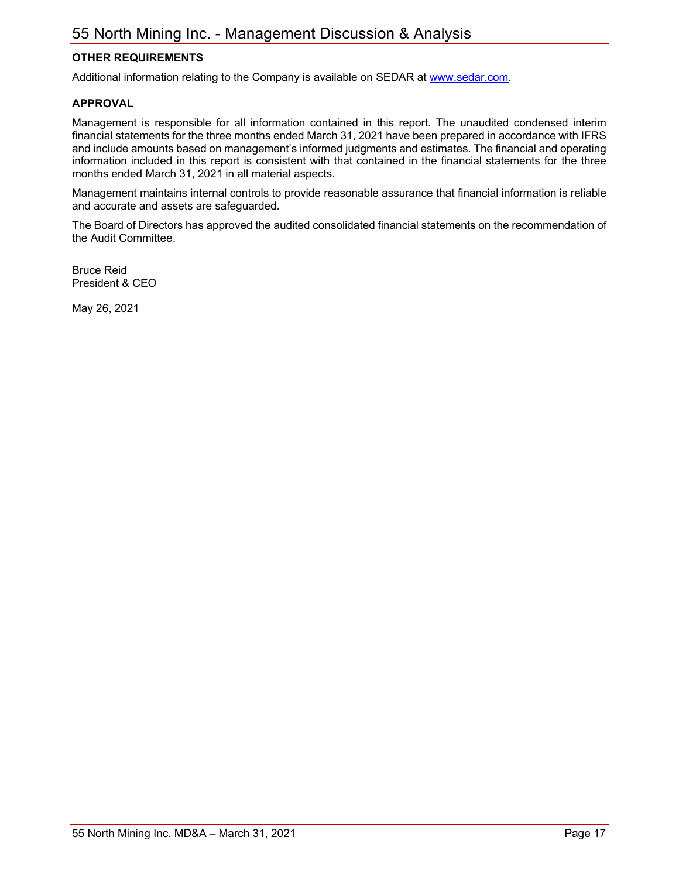## OTHER REQUIREMENTS

Additional information relating to the Company is available on SEDAR at www.sedar.com.

## APPROVAL

Management is responsible for all information contained in this report. The unaudited condensed interim financial statements for the three months ended March 31, 2021 have been prepared in accordance with IFRS and include amounts based on management's informed judgments and estimates. The financial and operating information included in this report is consistent with that contained in the financial statements for the three months ended March 31, 2021 in all material aspects.

Management maintains internal controls to provide reasonable assurance that financial information is reliable and accurate and assets are safeguarded.

The Board of Directors has approved the audited consolidated financial statements on the recommendation of the Audit Committee.

Bruce Reid
President & CEO

May 26, 2021